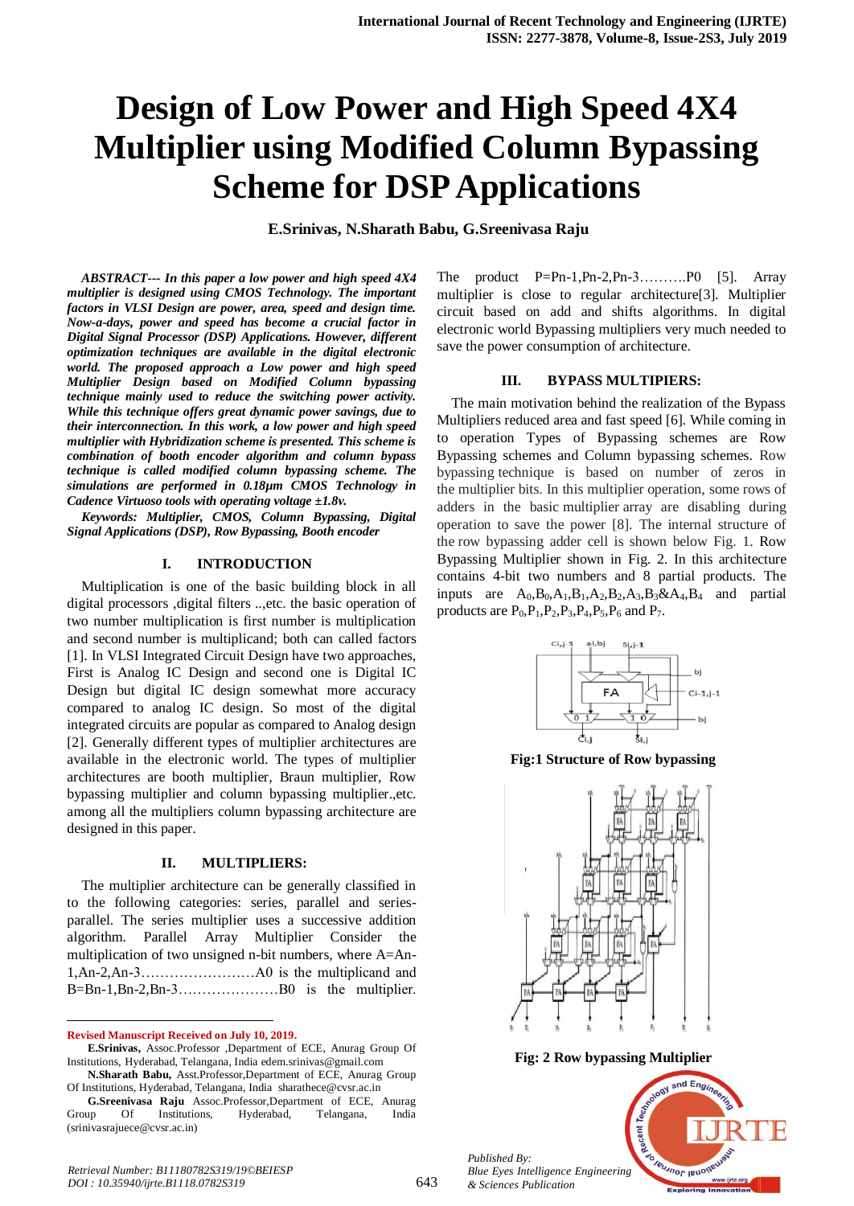# Design of Low Power and High Speed 4X4 Multiplier using Modified Column Bypassing Scheme for DSP Applications

**E.Srinivas, N.Sharath Babu, G.Sreenivasa Raju**

***ABSTRACT--- In this paper a low power and high speed 4X4 multiplier is designed using CMOS Technology. The important factors in VLSI Design are power, area, speed and design time. Now-a-days, power and speed has become a crucial factor in Digital Signal Processor (DSP) Applications. However, different optimization techniques are available in the digital electronic world. The proposed approach a Low power and high speed Multiplier Design based on Modified Column bypassing technique mainly used to reduce the switching power activity. While this technique offers great dynamic power savings, due to their interconnection. In this work, a low power and high speed multiplier with Hybridization scheme is presented. This scheme is combination of booth encoder algorithm and column bypass technique is called modified column bypassing scheme. The simulations are performed in 0.18μm CMOS Technology in Cadence Virtuoso tools with operating voltage ±1.8v.***

***Keywords: Multiplier, CMOS, Column Bypassing, Digital Signal Applications (DSP), Row Bypassing, Booth encoder***

## I. INTRODUCTION

Multiplication is one of the basic building block in all digital processors ,digital filters ..,etc. the basic operation of two number multiplication is first number is multiplication and second number is multiplicand; both can called factors [1]. In VLSI Integrated Circuit Design have two approaches, First is Analog IC Design and second one is Digital IC Design but digital IC design somewhat more accuracy compared to analog IC design. So most of the digital integrated circuits are popular as compared to Analog design [2]. Generally different types of multiplier architectures are available in the electronic world. The types of multiplier architectures are booth multiplier, Braun multiplier, Row bypassing multiplier and column bypassing multiplier.,etc. among all the multipliers column bypassing architecture are designed in this paper.

## II. MULTIPLIERS:

The multiplier architecture can be generally classified in to the following categories: series, parallel and series-parallel. The series multiplier uses a successive addition algorithm. Parallel Array Multiplier Consider the multiplication of two unsigned n-bit numbers, where A=An-1,An-2,An-3……………………A0 is the multiplicand and B=Bn-1,Bn-2,Bn-3…………………B0 is the multiplier. The product P=Pn-1,Pn-2,Pn-3……….P0 [5]. Array multiplier is close to regular architecture[3]. Multiplier circuit based on add and shifts algorithms. In digital electronic world Bypassing multipliers very much needed to save the power consumption of architecture.

## III. BYPASS MULTIPIERS:

The main motivation behind the realization of the Bypass Multipliers reduced area and fast speed [6]. While coming in to operation Types of Bypassing schemes are Row Bypassing schemes and Column bypassing schemes. Row bypassing technique is based on number of zeros in the multiplier bits. In this multiplier operation, some rows of adders in the basic multiplier array are disabling during operation to save the power [8]. The internal structure of the row bypassing adder cell is shown below Fig. 1. Row Bypassing Multiplier shown in Fig. 2. In this architecture contains 4-bit two numbers and 8 partial products. The inputs are $A_0$,$B_0$,$A_1$,$B_1$,$A_2$,$B_2$,$A_3$,$B_3$&$A_4$,$B_4$ and partial products are $P_0$,$P_1$,$P_2$,$P_3$,$P_4$,$P_5$,$P_6$ and $P_7$.

**Fig:1 Structure of Row bypassing**

**Fig: 2 Row bypassing Multiplier**

---

**Revised Manuscript Received on July 10, 2019.**

**E.Srinivas,** Assoc.Professor ,Department of ECE, Anurag Group Of Institutions, Hyderabad, Telangana, India edem.srinivas@gmail.com

**N.Sharath Babu,** Asst.Professor,Department of ECE, Anurag Group Of Institutions, Hyderabad, Telangana, India sharathece@cvsr.ac.in

**G.Sreenivasa Raju** Assoc.Professor,Department of ECE, Anurag Group Of Institutions, Hyderabad, Telangana, India (srinivasrajuece@cvsr.ac.in)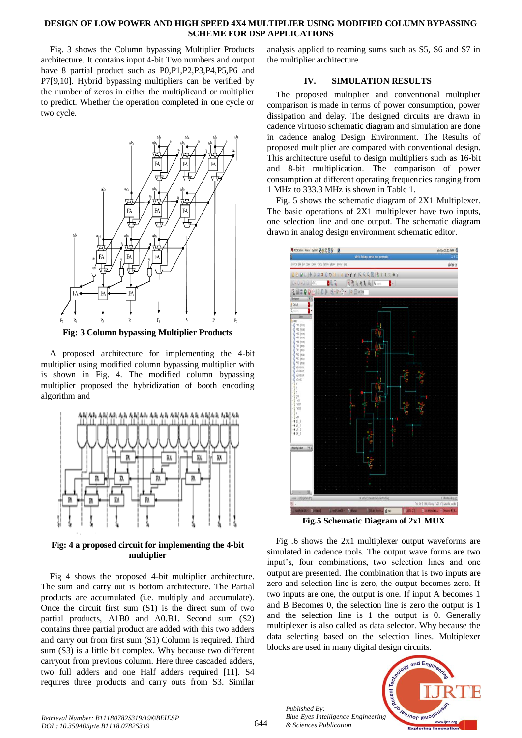# DESIGN OF LOW POWER AND HIGH SPEED 4X4 MULTIPLIER USING MODIFIED COLUMN BYPASSING SCHEME FOR DSP APPLICATIONS

Fig. 3 shows the Column bypassing Multiplier Products architecture. It contains input 4-bit Two numbers and output have 8 partial product such as P0,P1,P2,P3,P4,P5,P6 and P7[9,10]. Hybrid bypassing multipliers can be verified by the number of zeros in either the multiplicand or multiplier to predict. Whether the operation completed in one cycle or two cycle.

**Fig: 3 Column bypassing Multiplier Products**

A proposed architecture for implementing the 4-bit multiplier using modified column bypassing multiplier with is shown in Fig. 4. The modified column bypassing multiplier proposed the hybridization of booth encoding algorithm and

**Fig: 4 a proposed circuit for implementing the 4-bit multiplier**

Fig 4 shows the proposed 4-bit multiplier architecture. The sum and carry out is bottom architecture. The Partial products are accumulated (i.e. multiply and accumulate). Once the circuit first sum (S1) is the direct sum of two partial products, A1B0 and A0.B1. Second sum (S2) contains three partial product are added with this two adders and carry out from first sum (S1) Column is required. Third sum (S3) is a little bit complex. Why because two different carryout from previous column. Here three cascaded adders, two full adders and one Half adders required [11]. S4 requires three products and carry outs from S3. Similar analysis applied to reaming sums such as S5, S6 and S7 in the multiplier architecture.

## IV. SIMULATION RESULTS

The proposed multiplier and conventional multiplier comparison is made in terms of power consumption, power dissipation and delay. The designed circuits are drawn in cadence virtuoso schematic diagram and simulation are done in cadence analog Design Environment. The Results of proposed multiplier are compared with conventional design. This architecture useful to design multipliers such as 16-bit and 8-bit multiplication. The comparison of power consumption at different operating frequencies ranging from 1 MHz to 333.3 MHz is shown in Table 1.

Fig. 5 shows the schematic diagram of 2X1 Multiplexer. The basic operations of 2X1 multiplexer have two inputs, one selection line and one output. The schematic diagram drawn in analog design environment schematic editor.

**Fig.5 Schematic Diagram of 2x1 MUX**

Fig .6 shows the 2x1 multiplexer output waveforms are simulated in cadence tools. The output wave forms are two input's, four combinations, two selection lines and one output are presented. The combination that is two inputs are zero and selection line is zero, the output becomes zero. If two inputs are one, the output is one. If input A becomes 1 and B Becomes 0, the selection line is zero the output is 1 and the selection line is 1 the output is 0. Generally multiplexer is also called as data selector. Why because the data selecting based on the selection lines. Multiplexer blocks are used in many digital design circuits.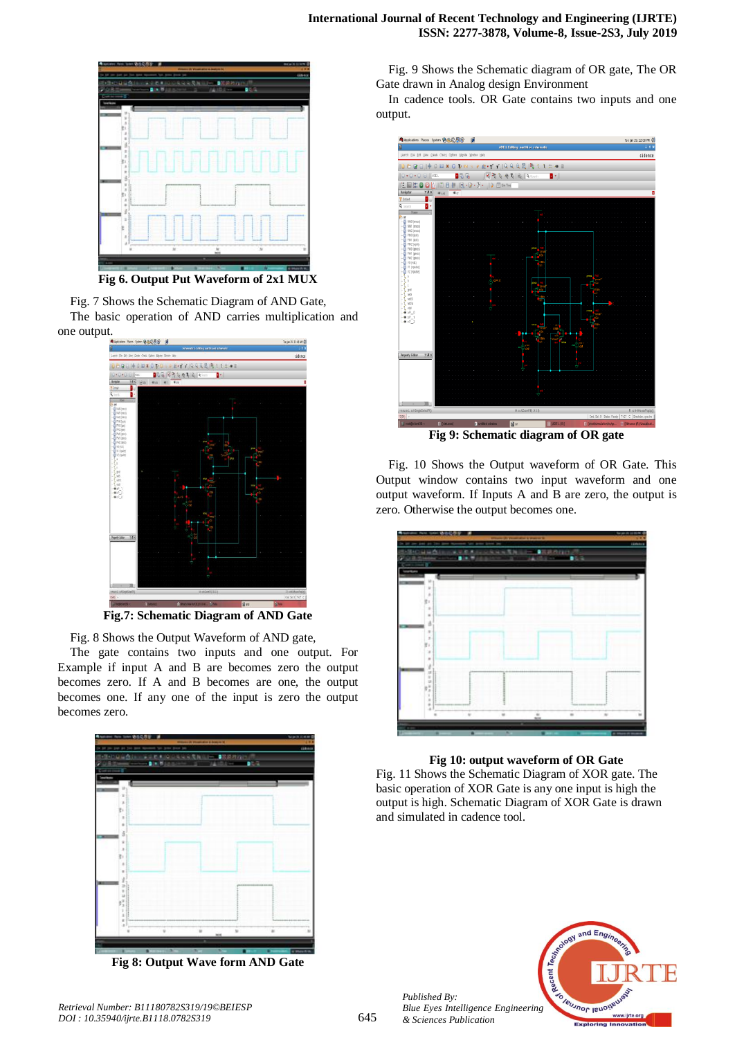**Fig 6. Output Put Waveform of 2x1 MUX**

Fig. 7 Shows the Schematic Diagram of AND Gate,

The basic operation of AND carries multiplication and one output.

**Fig.7: Schematic Diagram of AND Gate**

Fig. 8 Shows the Output Waveform of AND gate,

The gate contains two inputs and one output. For Example if input A and B are becomes zero the output becomes zero. If A and B becomes are one, the output becomes one. If any one of the input is zero the output becomes zero.

**Fig 8: Output Wave form AND Gate**

Fig. 9 Shows the Schematic diagram of OR gate, The OR Gate drawn in Analog design Environment

In cadence tools. OR Gate contains two inputs and one output.

**Fig 9: Schematic diagram of OR gate**

Fig. 10 Shows the Output waveform of OR Gate. This Output window contains two input waveform and one output waveform. If Inputs A and B are zero, the output is zero. Otherwise the output becomes one.

**Fig 10: output waveform of OR Gate**

Fig. 11 Shows the Schematic Diagram of XOR gate. The basic operation of XOR Gate is any one input is high the output is high. Schematic Diagram of XOR Gate is drawn and simulated in cadence tool.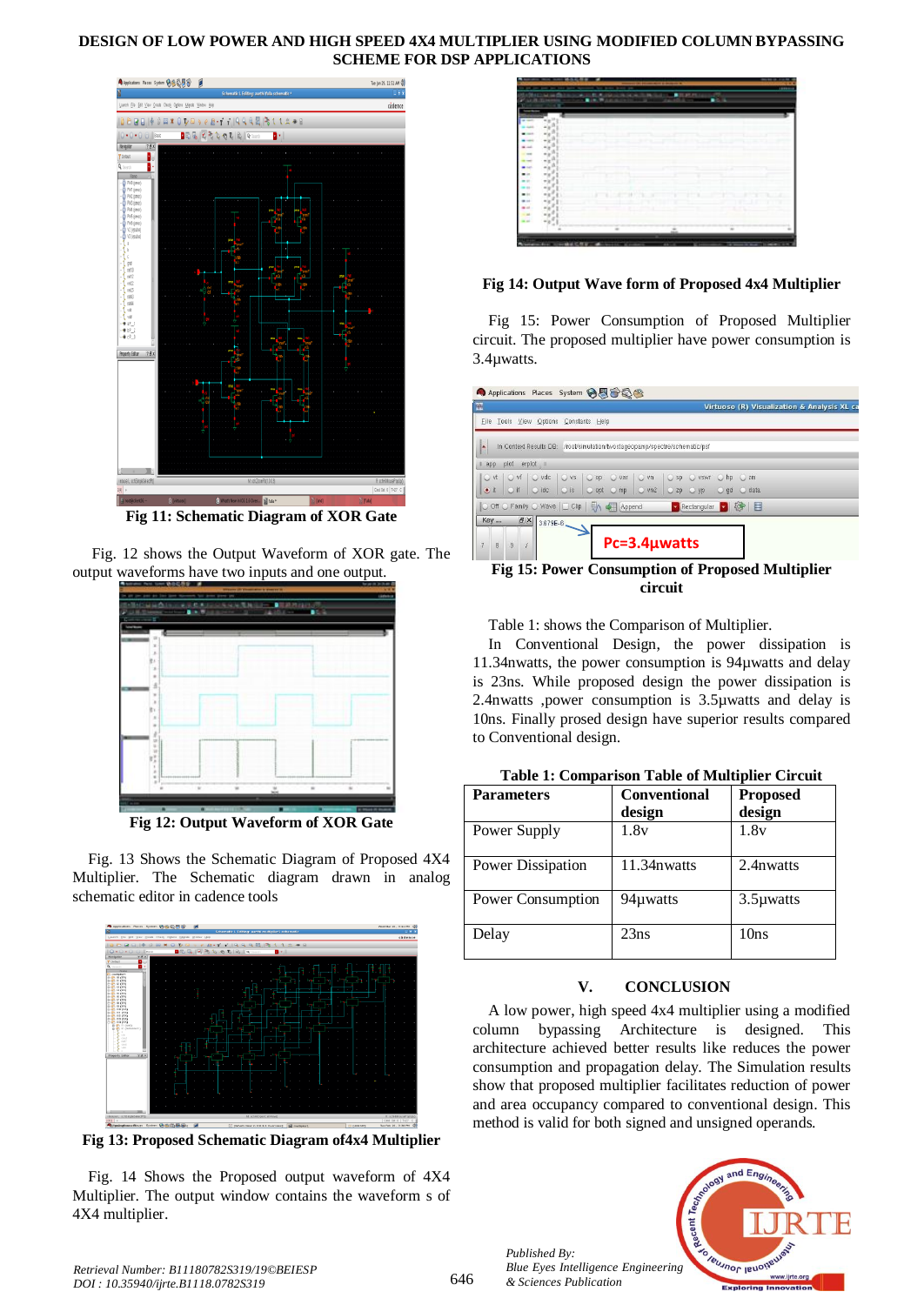Fig 11: Schematic Diagram of XOR Gate

Fig. 12 shows the Output Waveform of XOR gate. The output waveforms have two inputs and one output.

Fig 12: Output Waveform of XOR Gate

Fig. 13 Shows the Schematic Diagram of Proposed 4X4 Multiplier. The Schematic diagram drawn in analog schematic editor in cadence tools

Fig 13: Proposed Schematic Diagram of4x4 Multiplier

Fig. 14 Shows the Proposed output waveform of 4X4 Multiplier. The output window contains the waveform s of 4X4 multiplier.

Fig 14: Output Wave form of Proposed 4x4 Multiplier

Fig 15: Power Consumption of Proposed Multiplier circuit. The proposed multiplier have power consumption is 3.4µwatts.

Fig 15: Power Consumption of Proposed Multiplier circuit

Table 1: shows the Comparison of Multiplier.

In Conventional Design, the power dissipation is 11.34nwatts, the power consumption is 94µwatts and delay is 23ns. While proposed design the power dissipation is 2.4nwatts ,power consumption is 3.5µwatts and delay is 10ns. Finally prosed design have superior results compared to Conventional design.

**Table 1: Comparison Table of Multiplier Circuit**

| Parameters | Conventional design | Proposed design |
| --- | --- | --- |
| Power Supply | 1.8v | 1.8v |
| Power Dissipation | 11.34nwatts | 2.4nwatts |
| Power Consumption | 94µwatts | 3.5µwatts |
| Delay | 23ns | 10ns |

## V. CONCLUSION

A low power, high speed 4x4 multiplier using a modified column bypassing Architecture is designed. This architecture achieved better results like reduces the power consumption and propagation delay. The Simulation results show that proposed multiplier facilitates reduction of power and area occupancy compared to conventional design. This method is valid for both signed and unsigned operands.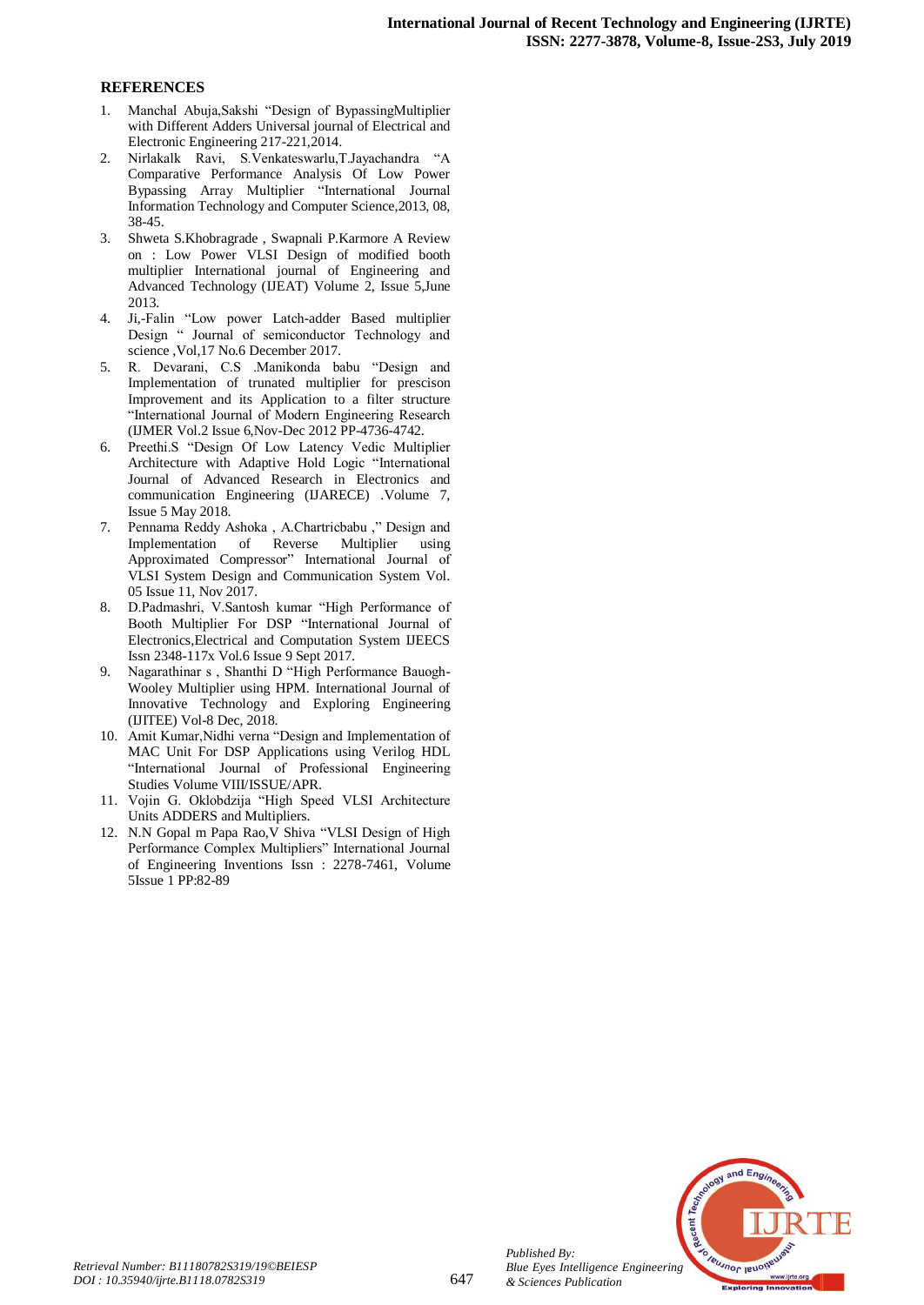## REFERENCES

1. Manchal Abuja,Sakshi "Design of BypassingMultiplier with Different Adders Universal journal of Electrical and Electronic Engineering 217-221,2014.
2. Nirlakalk Ravi, S.Venkateswarlu,T.Jayachandra "A Comparative Performance Analysis Of Low Power Bypassing Array Multiplier "International Journal Information Technology and Computer Science,2013, 08, 38-45.
3. Shweta S.Khobragrade , Swapnali P.Karmore A Review on : Low Power VLSI Design of modified booth multiplier International journal of Engineering and Advanced Technology (IJEAT) Volume 2, Issue 5,June 2013.
4. Ji,-Falin "Low power Latch-adder Based multiplier Design " Journal of semiconductor Technology and science ,Vol,17 No.6 December 2017.
5. R. Devarani, C.S .Manikonda babu "Design and Implementation of trunated multiplier for prescison Improvement and its Application to a filter structure "International Journal of Modern Engineering Research (IJMER Vol.2 Issue 6,Nov-Dec 2012 PP-4736-4742.
6. Preethi.S "Design Of Low Latency Vedic Multiplier Architecture with Adaptive Hold Logic "International Journal of Advanced Research in Electronics and communication Engineering (IJARECE) .Volume 7, Issue 5 May 2018.
7. Pennama Reddy Ashoka , A.Chartricbabu ," Design and Implementation of Reverse Multiplier using Approximated Compressor" International Journal of VLSI System Design and Communication System Vol. 05 Issue 11, Nov 2017.
8. D.Padmashri, V.Santosh kumar "High Performance of Booth Multiplier For DSP "International Journal of Electronics,Electrical and Computation System IJEECS Issn 2348-117x Vol.6 Issue 9 Sept 2017.
9. Nagarathinar s , Shanthi D "High Performance Bauogh-Wooley Multiplier using HPM. International Journal of Innovative Technology and Exploring Engineering (IJITEE) Vol-8 Dec, 2018.
10. Amit Kumar,Nidhi verna "Design and Implementation of MAC Unit For DSP Applications using Verilog HDL "International Journal of Professional Engineering Studies Volume VIII/ISSUE/APR.
11. Vojin G. Oklobdzija "High Speed VLSI Architecture Units ADDERS and Multipliers.
12. N.N Gopal m Papa Rao,V Shiva "VLSI Design of High Performance Complex Multipliers" International Journal of Engineering Inventions Issn : 2278-7461, Volume 5Issue 1 PP:82-89